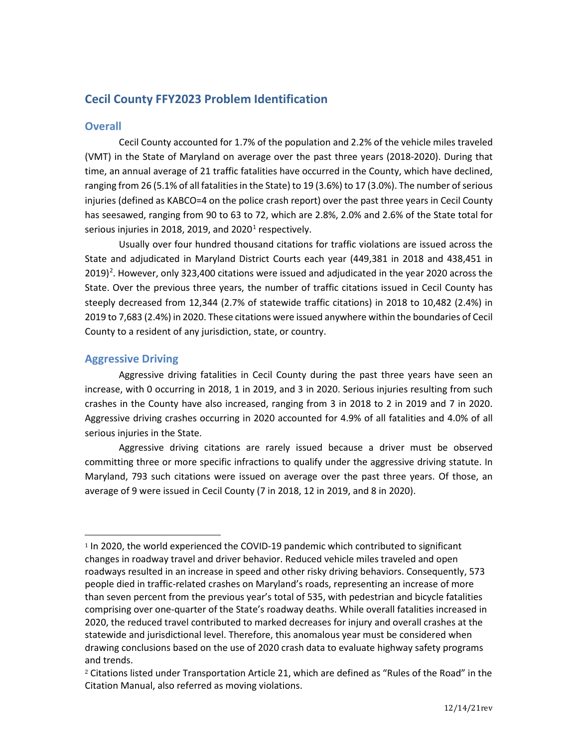# Cecil County FFY2023 Problem Identification

## Overall

Cecil County accounted for 1.7% of the population and 2.2% of the vehicle miles traveled (VMT) in the State of Maryland on average over the past three years (2018-2020). During that time, an annual average of 21 traffic fatalities have occurred in the County, which have declined, ranging from 26 (5.1% of all fatalities in the State) to 19 (3.6%) to 17 (3.0%). The number of serious injuries (defined as KABCO=4 on the police crash report) over the past three years in Cecil County has seesawed, ranging from 90 to 63 to 72, which are 2.8%, 2.0% and 2.6% of the State total for serious injuries in 2018, 2019, and 2020[1] respectively.

Usually over four hundred thousand citations for traffic violations are issued across the State and adjudicated in Maryland District Courts each year (449,381 in 2018 and 438,451 in 2019)[2]. However, only 323,400 citations were issued and adjudicated in the year 2020 across the State. Over the previous three years, the number of traffic citations issued in Cecil County has steeply decreased from 12,344 (2.7% of statewide traffic citations) in 2018 to 10,482 (2.4%) in 2019 to 7,683 (2.4%) in 2020. These citations were issued anywhere within the boundaries of Cecil County to a resident of any jurisdiction, state, or country.

## Aggressive Driving

Aggressive driving fatalities in Cecil County during the past three years have seen an increase, with 0 occurring in 2018, 1 in 2019, and 3 in 2020. Serious injuries resulting from such crashes in the County have also increased, ranging from 3 in 2018 to 2 in 2019 and 7 in 2020. Aggressive driving crashes occurring in 2020 accounted for 4.9% of all fatalities and 4.0% of all serious injuries in the State.

Aggressive driving citations are rarely issued because a driver must be observed committing three or more specific infractions to qualify under the aggressive driving statute. In Maryland, 793 such citations were issued on average over the past three years. Of those, an average of 9 were issued in Cecil County (7 in 2018, 12 in 2019, and 8 in 2020).

---

[1] In 2020, the world experienced the COVID-19 pandemic which contributed to significant changes in roadway travel and driver behavior. Reduced vehicle miles traveled and open roadways resulted in an increase in speed and other risky driving behaviors. Consequently, 573 people died in traffic-related crashes on Maryland's roads, representing an increase of more than seven percent from the previous year's total of 535, with pedestrian and bicycle fatalities comprising over one-quarter of the State's roadway deaths. While overall fatalities increased in 2020, the reduced travel contributed to marked decreases for injury and overall crashes at the statewide and jurisdictional level. Therefore, this anomalous year must be considered when drawing conclusions based on the use of 2020 crash data to evaluate highway safety programs and trends.

[2] Citations listed under Transportation Article 21, which are defined as "Rules of the Road" in the Citation Manual, also referred as moving violations.

12/14/21rev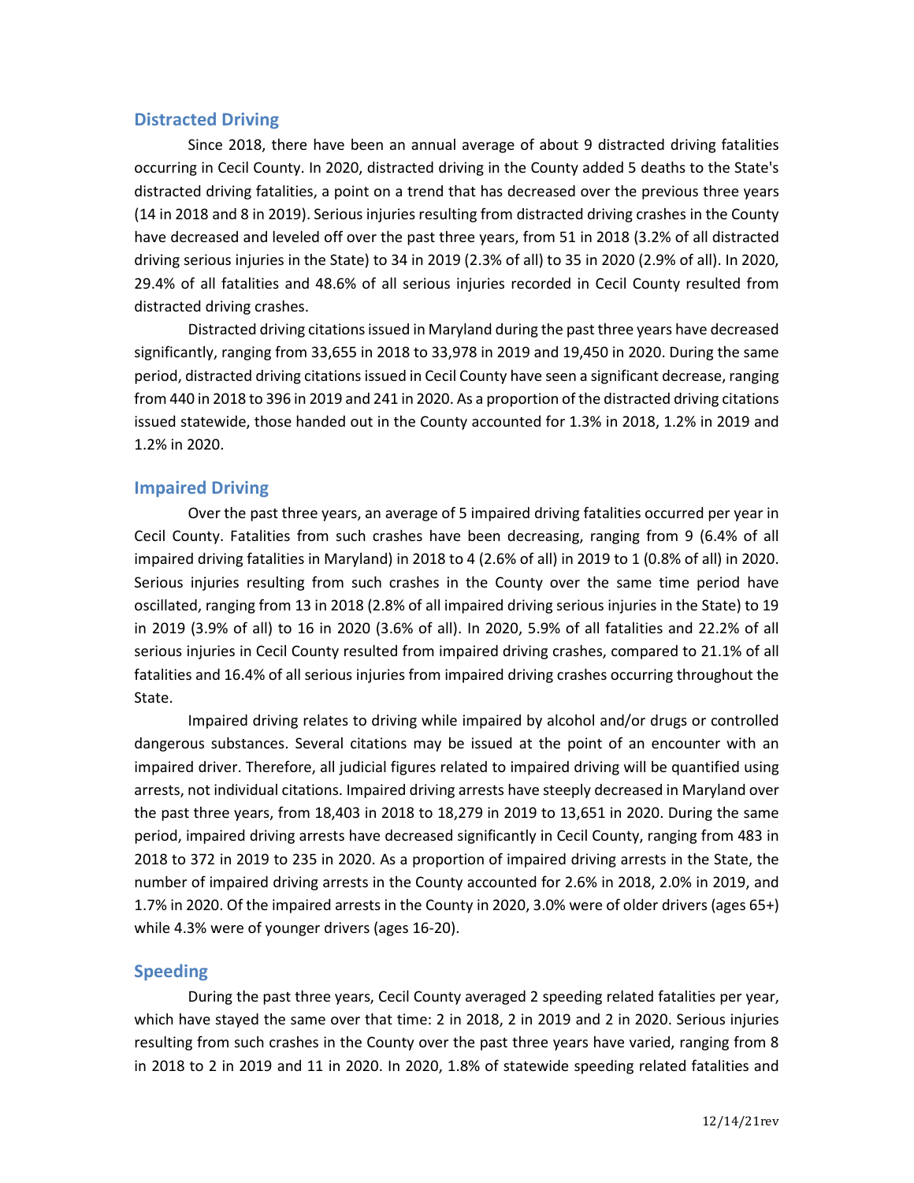## Distracted Driving

Since 2018, there have been an annual average of about 9 distracted driving fatalities occurring in Cecil County. In 2020, distracted driving in the County added 5 deaths to the State's distracted driving fatalities, a point on a trend that has decreased over the previous three years (14 in 2018 and 8 in 2019). Serious injuries resulting from distracted driving crashes in the County have decreased and leveled off over the past three years, from 51 in 2018 (3.2% of all distracted driving serious injuries in the State) to 34 in 2019 (2.3% of all) to 35 in 2020 (2.9% of all). In 2020, 29.4% of all fatalities and 48.6% of all serious injuries recorded in Cecil County resulted from distracted driving crashes.

Distracted driving citations issued in Maryland during the past three years have decreased significantly, ranging from 33,655 in 2018 to 33,978 in 2019 and 19,450 in 2020. During the same period, distracted driving citations issued in Cecil County have seen a significant decrease, ranging from 440 in 2018 to 396 in 2019 and 241 in 2020. As a proportion of the distracted driving citations issued statewide, those handed out in the County accounted for 1.3% in 2018, 1.2% in 2019 and 1.2% in 2020.

## Impaired Driving

Over the past three years, an average of 5 impaired driving fatalities occurred per year in Cecil County. Fatalities from such crashes have been decreasing, ranging from 9 (6.4% of all impaired driving fatalities in Maryland) in 2018 to 4 (2.6% of all) in 2019 to 1 (0.8% of all) in 2020. Serious injuries resulting from such crashes in the County over the same time period have oscillated, ranging from 13 in 2018 (2.8% of all impaired driving serious injuries in the State) to 19 in 2019 (3.9% of all) to 16 in 2020 (3.6% of all). In 2020, 5.9% of all fatalities and 22.2% of all serious injuries in Cecil County resulted from impaired driving crashes, compared to 21.1% of all fatalities and 16.4% of all serious injuries from impaired driving crashes occurring throughout the State.

Impaired driving relates to driving while impaired by alcohol and/or drugs or controlled dangerous substances. Several citations may be issued at the point of an encounter with an impaired driver. Therefore, all judicial figures related to impaired driving will be quantified using arrests, not individual citations. Impaired driving arrests have steeply decreased in Maryland over the past three years, from 18,403 in 2018 to 18,279 in 2019 to 13,651 in 2020. During the same period, impaired driving arrests have decreased significantly in Cecil County, ranging from 483 in 2018 to 372 in 2019 to 235 in 2020. As a proportion of impaired driving arrests in the State, the number of impaired driving arrests in the County accounted for 2.6% in 2018, 2.0% in 2019, and 1.7% in 2020. Of the impaired arrests in the County in 2020, 3.0% were of older drivers (ages 65+) while 4.3% were of younger drivers (ages 16-20).

## Speeding

During the past three years, Cecil County averaged 2 speeding related fatalities per year, which have stayed the same over that time: 2 in 2018, 2 in 2019 and 2 in 2020. Serious injuries resulting from such crashes in the County over the past three years have varied, ranging from 8 in 2018 to 2 in 2019 and 11 in 2020. In 2020, 1.8% of statewide speeding related fatalities and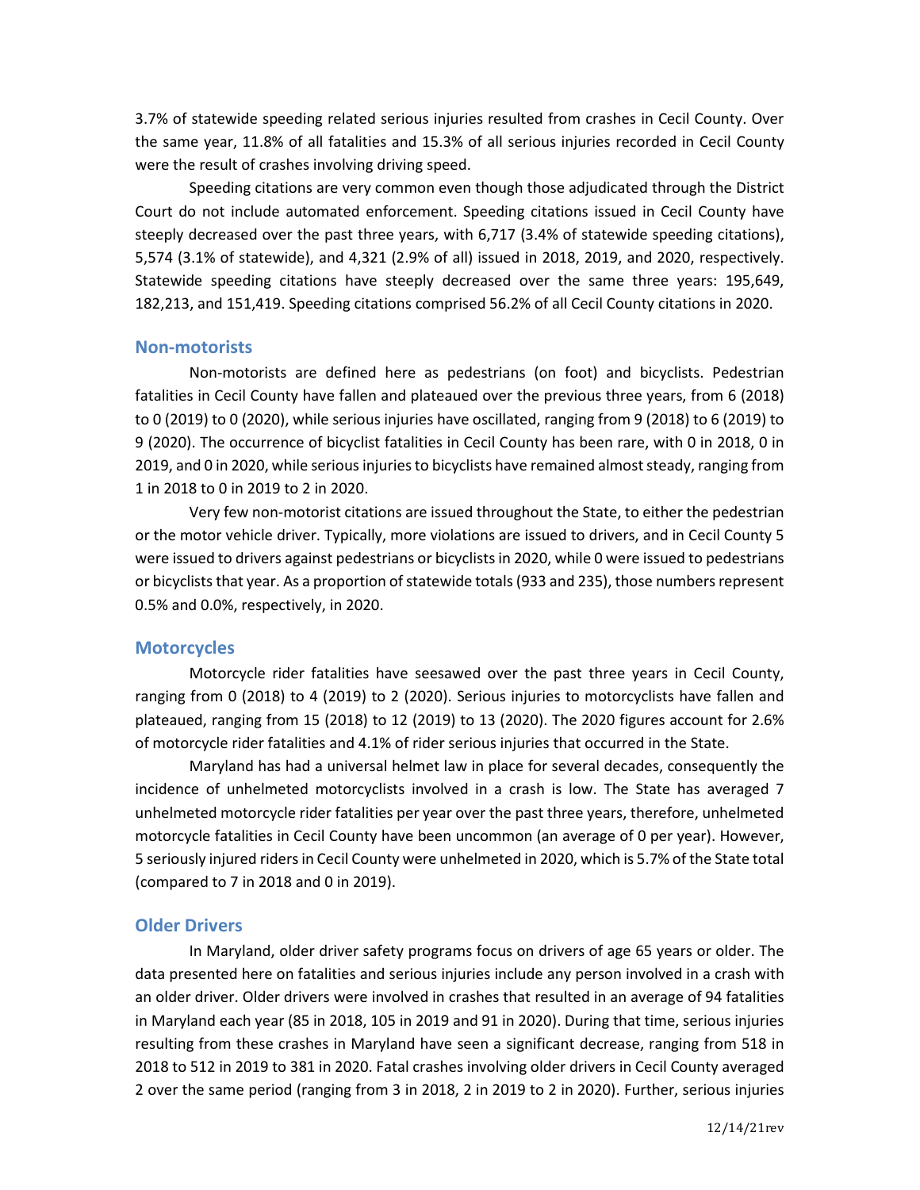3.7% of statewide speeding related serious injuries resulted from crashes in Cecil County. Over the same year, 11.8% of all fatalities and 15.3% of all serious injuries recorded in Cecil County were the result of crashes involving driving speed.

Speeding citations are very common even though those adjudicated through the District Court do not include automated enforcement. Speeding citations issued in Cecil County have steeply decreased over the past three years, with 6,717 (3.4% of statewide speeding citations), 5,574 (3.1% of statewide), and 4,321 (2.9% of all) issued in 2018, 2019, and 2020, respectively. Statewide speeding citations have steeply decreased over the same three years: 195,649, 182,213, and 151,419. Speeding citations comprised 56.2% of all Cecil County citations in 2020.

## Non-motorists

Non-motorists are defined here as pedestrians (on foot) and bicyclists. Pedestrian fatalities in Cecil County have fallen and plateaued over the previous three years, from 6 (2018) to 0 (2019) to 0 (2020), while serious injuries have oscillated, ranging from 9 (2018) to 6 (2019) to 9 (2020). The occurrence of bicyclist fatalities in Cecil County has been rare, with 0 in 2018, 0 in 2019, and 0 in 2020, while serious injuries to bicyclists have remained almost steady, ranging from 1 in 2018 to 0 in 2019 to 2 in 2020.

Very few non-motorist citations are issued throughout the State, to either the pedestrian or the motor vehicle driver. Typically, more violations are issued to drivers, and in Cecil County 5 were issued to drivers against pedestrians or bicyclists in 2020, while 0 were issued to pedestrians or bicyclists that year. As a proportion of statewide totals (933 and 235), those numbers represent 0.5% and 0.0%, respectively, in 2020.

## Motorcycles

Motorcycle rider fatalities have seesawed over the past three years in Cecil County, ranging from 0 (2018) to 4 (2019) to 2 (2020). Serious injuries to motorcyclists have fallen and plateaued, ranging from 15 (2018) to 12 (2019) to 13 (2020). The 2020 figures account for 2.6% of motorcycle rider fatalities and 4.1% of rider serious injuries that occurred in the State.

Maryland has had a universal helmet law in place for several decades, consequently the incidence of unhelmeted motorcyclists involved in a crash is low. The State has averaged 7 unhelmeted motorcycle rider fatalities per year over the past three years, therefore, unhelmeted motorcycle fatalities in Cecil County have been uncommon (an average of 0 per year). However, 5 seriously injured riders in Cecil County were unhelmeted in 2020, which is 5.7% of the State total (compared to 7 in 2018 and 0 in 2019).

## Older Drivers

In Maryland, older driver safety programs focus on drivers of age 65 years or older. The data presented here on fatalities and serious injuries include any person involved in a crash with an older driver. Older drivers were involved in crashes that resulted in an average of 94 fatalities in Maryland each year (85 in 2018, 105 in 2019 and 91 in 2020). During that time, serious injuries resulting from these crashes in Maryland have seen a significant decrease, ranging from 518 in 2018 to 512 in 2019 to 381 in 2020. Fatal crashes involving older drivers in Cecil County averaged 2 over the same period (ranging from 3 in 2018, 2 in 2019 to 2 in 2020). Further, serious injuries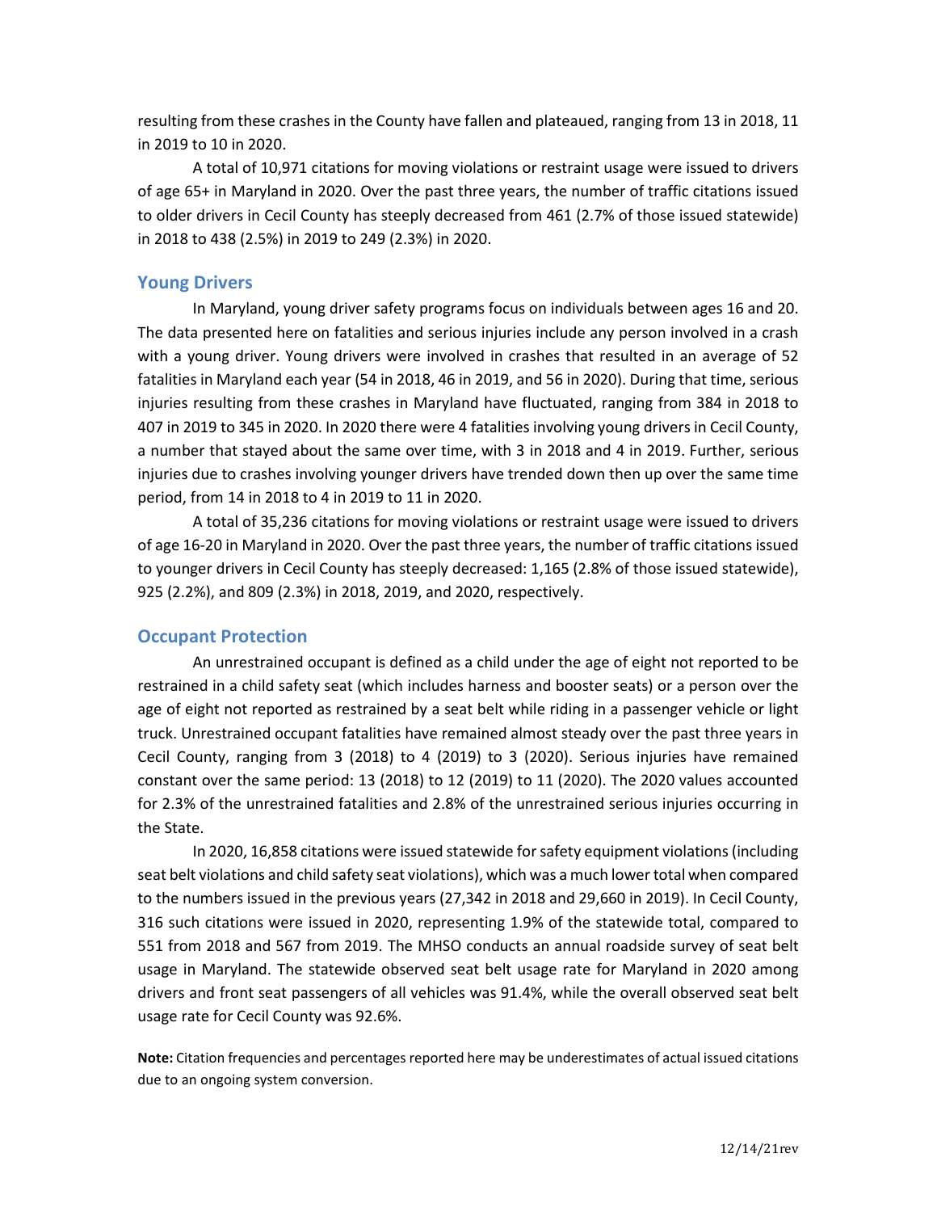resulting from these crashes in the County have fallen and plateaued, ranging from 13 in 2018, 11 in 2019 to 10 in 2020.

A total of 10,971 citations for moving violations or restraint usage were issued to drivers of age 65+ in Maryland in 2020. Over the past three years, the number of traffic citations issued to older drivers in Cecil County has steeply decreased from 461 (2.7% of those issued statewide) in 2018 to 438 (2.5%) in 2019 to 249 (2.3%) in 2020.

## Young Drivers

In Maryland, young driver safety programs focus on individuals between ages 16 and 20. The data presented here on fatalities and serious injuries include any person involved in a crash with a young driver. Young drivers were involved in crashes that resulted in an average of 52 fatalities in Maryland each year (54 in 2018, 46 in 2019, and 56 in 2020). During that time, serious injuries resulting from these crashes in Maryland have fluctuated, ranging from 384 in 2018 to 407 in 2019 to 345 in 2020. In 2020 there were 4 fatalities involving young drivers in Cecil County, a number that stayed about the same over time, with 3 in 2018 and 4 in 2019. Further, serious injuries due to crashes involving younger drivers have trended down then up over the same time period, from 14 in 2018 to 4 in 2019 to 11 in 2020.

A total of 35,236 citations for moving violations or restraint usage were issued to drivers of age 16-20 in Maryland in 2020. Over the past three years, the number of traffic citations issued to younger drivers in Cecil County has steeply decreased: 1,165 (2.8% of those issued statewide), 925 (2.2%), and 809 (2.3%) in 2018, 2019, and 2020, respectively.

## Occupant Protection

An unrestrained occupant is defined as a child under the age of eight not reported to be restrained in a child safety seat (which includes harness and booster seats) or a person over the age of eight not reported as restrained by a seat belt while riding in a passenger vehicle or light truck. Unrestrained occupant fatalities have remained almost steady over the past three years in Cecil County, ranging from 3 (2018) to 4 (2019) to 3 (2020). Serious injuries have remained constant over the same period: 13 (2018) to 12 (2019) to 11 (2020). The 2020 values accounted for 2.3% of the unrestrained fatalities and 2.8% of the unrestrained serious injuries occurring in the State.

In 2020, 16,858 citations were issued statewide for safety equipment violations (including seat belt violations and child safety seat violations), which was a much lower total when compared to the numbers issued in the previous years (27,342 in 2018 and 29,660 in 2019). In Cecil County, 316 such citations were issued in 2020, representing 1.9% of the statewide total, compared to 551 from 2018 and 567 from 2019. The MHSO conducts an annual roadside survey of seat belt usage in Maryland. The statewide observed seat belt usage rate for Maryland in 2020 among drivers and front seat passengers of all vehicles was 91.4%, while the overall observed seat belt usage rate for Cecil County was 92.6%.

**Note:** Citation frequencies and percentages reported here may be underestimates of actual issued citations due to an ongoing system conversion.

12/14/21rev